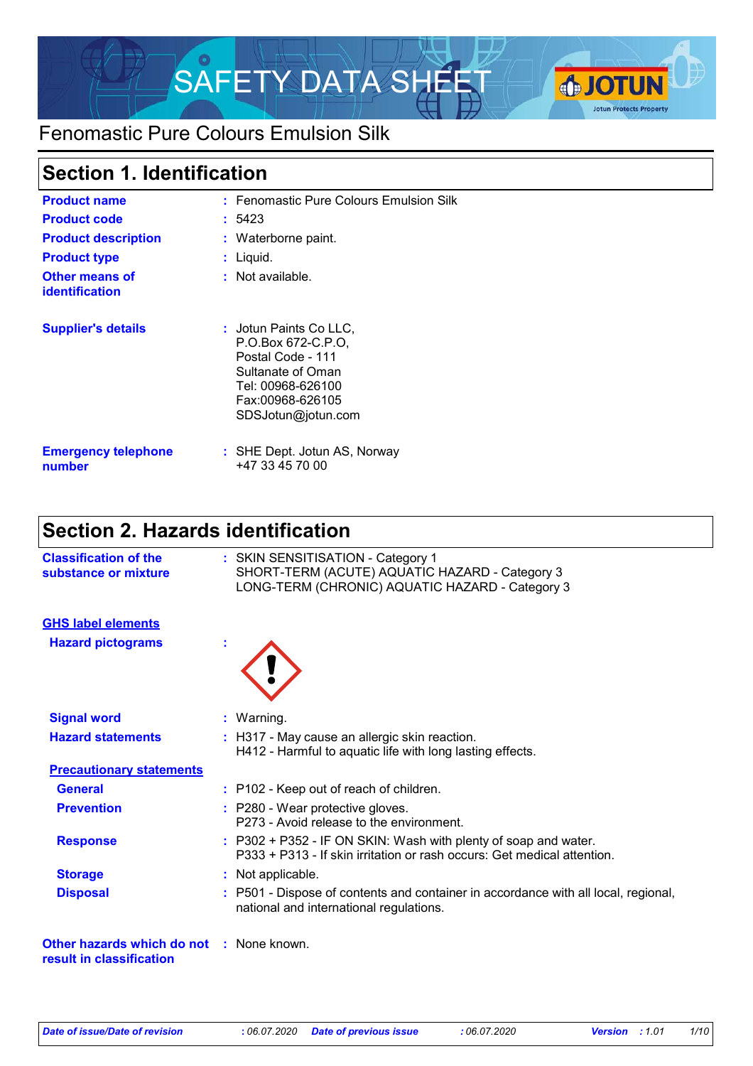# SAFETY DATA SHEET

## Fenomastic Pure Colours Emulsion Silk

## Section 1. Identification

| | | |
|---|---|---|
| **Product name** | : | Fenomastic Pure Colours Emulsion Silk |
| **Product code** | : | 5423 |
| **Product description** | : | Waterborne paint. |
| **Product type** | : | Liquid. |
| **Other means of identification** | : | Not available. |
| **Supplier's details** | : | Jotun Paints Co LLC,<br>P.O.Box 672-C.P.O,<br>Postal Code - 111<br>Sultanate of Oman<br>Tel: 00968-626100<br>Fax:00968-626105<br>SDSJotun@jotun.com |
| **Emergency telephone number** | : | SHE Dept. Jotun AS, Norway<br>+47 33 45 70 00 |

## Section 2. Hazards identification

| | | |
|---|---|---|
| **Classification of the substance or mixture** | : | SKIN SENSITISATION - Category 1<br>SHORT-TERM (ACUTE) AQUATIC HAZARD - Category 3<br>LONG-TERM (CHRONIC) AQUATIC HAZARD - Category 3 |

**GHS label elements**

| | | |
|---|---|---|
| **Hazard pictograms** | : | |
| **Signal word** | : | Warning. |
| **Hazard statements** | : | H317 - May cause an allergic skin reaction.<br>H412 - Harmful to aquatic life with long lasting effects. |

**Precautionary statements**

| | | |
|---|---|---|
| **General** | : | P102 - Keep out of reach of children. |
| **Prevention** | : | P280 - Wear protective gloves.<br>P273 - Avoid release to the environment. |
| **Response** | : | P302 + P352 - IF ON SKIN: Wash with plenty of soap and water.<br>P333 + P313 - If skin irritation or rash occurs: Get medical attention. |
| **Storage** | : | Not applicable. |
| **Disposal** | : | P501 - Dispose of contents and container in accordance with all local, regional, national and international regulations. |

| | | |
|---|---|---|
| **Other hazards which do not result in classification** | : | None known. |

*Date of issue/Date of revision* : 06.07.2020 *Date of previous issue* : 06.07.2020 *Version* : 1.01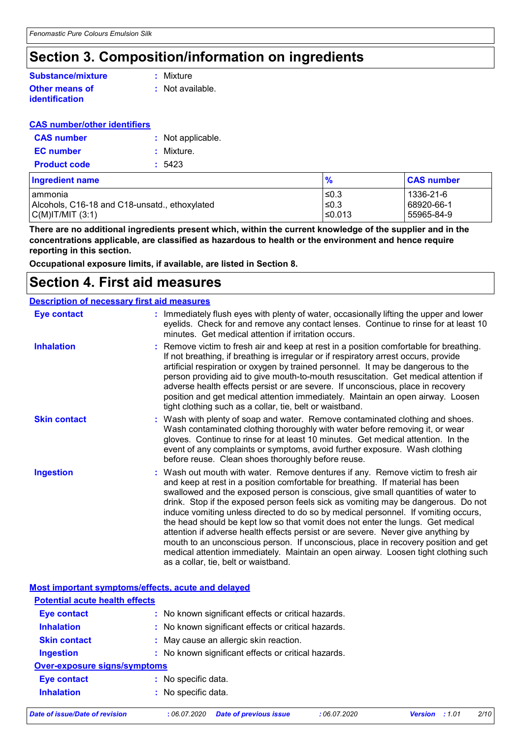# Section 3. Composition/information on ingredients

**Substance/mixture** : Mixture

**Other means of identification** : Not available.

**CAS number/other identifiers**

**CAS number** : Not applicable.

**EC number** : Mixture.

**Product code** : 5423

| Ingredient name | % | CAS number |
|---|---|---|
| ammonia | ≤0.3 | 1336-21-6 |
| Alcohols, C16-18 and C18-unsatd., ethoxylated | ≤0.3 | 68920-66-1 |
| C(M)IT/MIT (3:1) | ≤0.013 | 55965-84-9 |

**There are no additional ingredients present which, within the current knowledge of the supplier and in the concentrations applicable, are classified as hazardous to health or the environment and hence require reporting in this section.**

**Occupational exposure limits, if available, are listed in Section 8.**

# Section 4. First aid measures

**Description of necessary first aid measures**

**Eye contact** : Immediately flush eyes with plenty of water, occasionally lifting the upper and lower eyelids. Check for and remove any contact lenses. Continue to rinse for at least 10 minutes. Get medical attention if irritation occurs.

**Inhalation** : Remove victim to fresh air and keep at rest in a position comfortable for breathing. If not breathing, if breathing is irregular or if respiratory arrest occurs, provide artificial respiration or oxygen by trained personnel. It may be dangerous to the person providing aid to give mouth-to-mouth resuscitation. Get medical attention if adverse health effects persist or are severe. If unconscious, place in recovery position and get medical attention immediately. Maintain an open airway. Loosen tight clothing such as a collar, tie, belt or waistband.

**Skin contact** : Wash with plenty of soap and water. Remove contaminated clothing and shoes. Wash contaminated clothing thoroughly with water before removing it, or wear gloves. Continue to rinse for at least 10 minutes. Get medical attention. In the event of any complaints or symptoms, avoid further exposure. Wash clothing before reuse. Clean shoes thoroughly before reuse.

**Ingestion** : Wash out mouth with water. Remove dentures if any. Remove victim to fresh air and keep at rest in a position comfortable for breathing. If material has been swallowed and the exposed person is conscious, give small quantities of water to drink. Stop if the exposed person feels sick as vomiting may be dangerous. Do not induce vomiting unless directed to do so by medical personnel. If vomiting occurs, the head should be kept low so that vomit does not enter the lungs. Get medical attention if adverse health effects persist or are severe. Never give anything by mouth to an unconscious person. If unconscious, place in recovery position and get medical attention immediately. Maintain an open airway. Loosen tight clothing such as a collar, tie, belt or waistband.

**Most important symptoms/effects, acute and delayed**

**Potential acute health effects**

**Eye contact** : No known significant effects or critical hazards.

**Inhalation** : No known significant effects or critical hazards.

**Skin contact** : May cause an allergic skin reaction.

**Ingestion** : No known significant effects or critical hazards.

**Over-exposure signs/symptoms**

**Eye contact** : No specific data.

**Inhalation** : No specific data.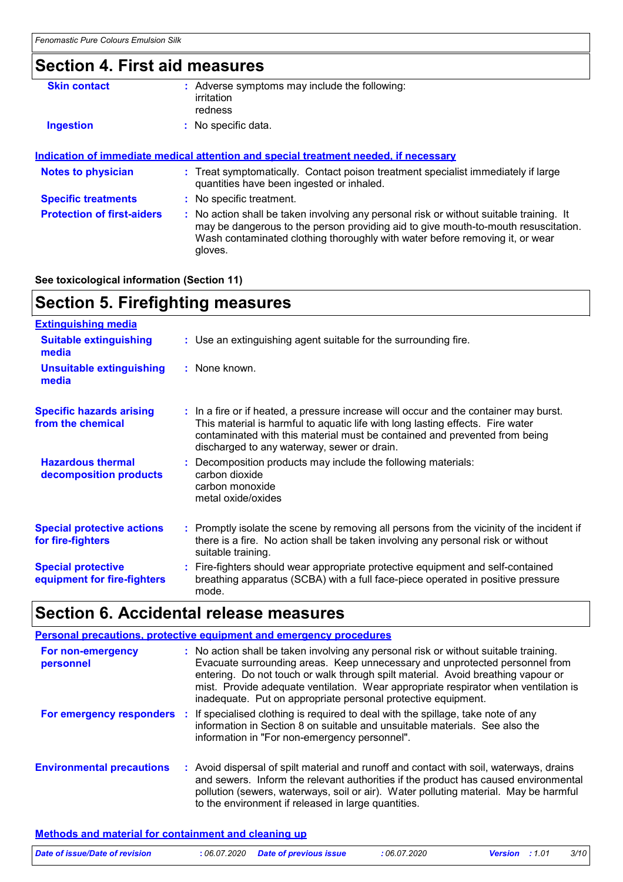## Section 4. First aid measures

**Skin contact** : Adverse symptoms may include the following:
irritation
redness

**Ingestion** : No specific data.

### Indication of immediate medical attention and special treatment needed, if necessary

**Notes to physician** : Treat symptomatically. Contact poison treatment specialist immediately if large quantities have been ingested or inhaled.

**Specific treatments** : No specific treatment.

**Protection of first-aiders** : No action shall be taken involving any personal risk or without suitable training. It may be dangerous to the person providing aid to give mouth-to-mouth resuscitation. Wash contaminated clothing thoroughly with water before removing it, or wear gloves.

**See toxicological information (Section 11)**

## Section 5. Firefighting measures

### Extinguishing media

**Suitable extinguishing media** : Use an extinguishing agent suitable for the surrounding fire.

**Unsuitable extinguishing media** : None known.

**Specific hazards arising from the chemical** : In a fire or if heated, a pressure increase will occur and the container may burst. This material is harmful to aquatic life with long lasting effects. Fire water contaminated with this material must be contained and prevented from being discharged to any waterway, sewer or drain.

**Hazardous thermal decomposition products** : Decomposition products may include the following materials:
carbon dioxide
carbon monoxide
metal oxide/oxides

**Special protective actions for fire-fighters** : Promptly isolate the scene by removing all persons from the vicinity of the incident if there is a fire. No action shall be taken involving any personal risk or without suitable training.

**Special protective equipment for fire-fighters** : Fire-fighters should wear appropriate protective equipment and self-contained breathing apparatus (SCBA) with a full face-piece operated in positive pressure mode.

## Section 6. Accidental release measures

### Personal precautions, protective equipment and emergency procedures

**For non-emergency personnel** : No action shall be taken involving any personal risk or without suitable training. Evacuate surrounding areas. Keep unnecessary and unprotected personnel from entering. Do not touch or walk through spilt material. Avoid breathing vapour or mist. Provide adequate ventilation. Wear appropriate respirator when ventilation is inadequate. Put on appropriate personal protective equipment.

**For emergency responders** : If specialised clothing is required to deal with the spillage, take note of any information in Section 8 on suitable and unsuitable materials. See also the information in "For non-emergency personnel".

**Environmental precautions** : Avoid dispersal of spilt material and runoff and contact with soil, waterways, drains and sewers. Inform the relevant authorities if the product has caused environmental pollution (sewers, waterways, soil or air). Water polluting material. May be harmful to the environment if released in large quantities.

### Methods and material for containment and cleaning up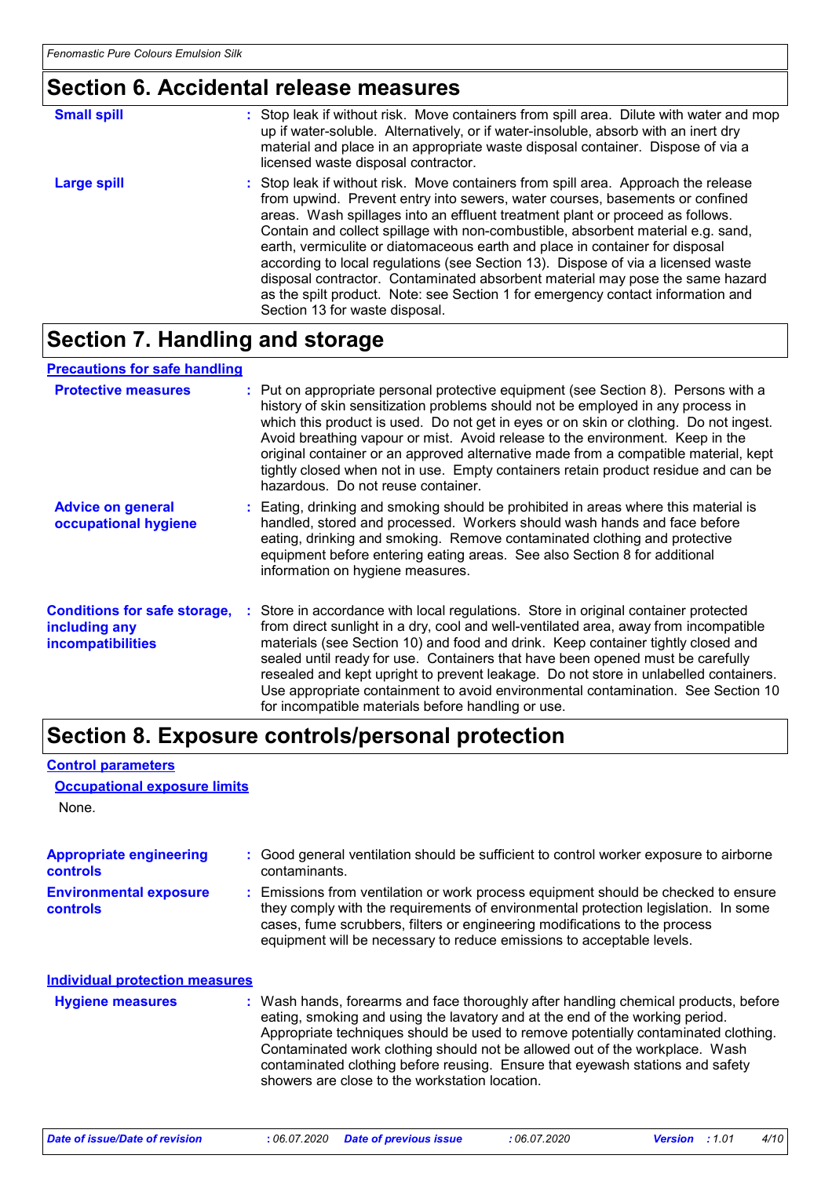## Section 6. Accidental release measures

**Small spill** : Stop leak if without risk. Move containers from spill area. Dilute with water and mop up if water-soluble. Alternatively, or if water-insoluble, absorb with an inert dry material and place in an appropriate waste disposal container. Dispose of via a licensed waste disposal contractor.

**Large spill** : Stop leak if without risk. Move containers from spill area. Approach the release from upwind. Prevent entry into sewers, water courses, basements or confined areas. Wash spillages into an effluent treatment plant or proceed as follows. Contain and collect spillage with non-combustible, absorbent material e.g. sand, earth, vermiculite or diatomaceous earth and place in container for disposal according to local regulations (see Section 13). Dispose of via a licensed waste disposal contractor. Contaminated absorbent material may pose the same hazard as the spilt product. Note: see Section 1 for emergency contact information and Section 13 for waste disposal.

## Section 7. Handling and storage

### Precautions for safe handling

**Protective measures** : Put on appropriate personal protective equipment (see Section 8). Persons with a history of skin sensitization problems should not be employed in any process in which this product is used. Do not get in eyes or on skin or clothing. Do not ingest. Avoid breathing vapour or mist. Avoid release to the environment. Keep in the original container or an approved alternative made from a compatible material, kept tightly closed when not in use. Empty containers retain product residue and can be hazardous. Do not reuse container.

**Advice on general occupational hygiene** : Eating, drinking and smoking should be prohibited in areas where this material is handled, stored and processed. Workers should wash hands and face before eating, drinking and smoking. Remove contaminated clothing and protective equipment before entering eating areas. See also Section 8 for additional information on hygiene measures.

**Conditions for safe storage, including any incompatibilities** : Store in accordance with local regulations. Store in original container protected from direct sunlight in a dry, cool and well-ventilated area, away from incompatible materials (see Section 10) and food and drink. Keep container tightly closed and sealed until ready for use. Containers that have been opened must be carefully resealed and kept upright to prevent leakage. Do not store in unlabelled containers. Use appropriate containment to avoid environmental contamination. See Section 10 for incompatible materials before handling or use.

## Section 8. Exposure controls/personal protection

### Control parameters

#### Occupational exposure limits

None.

**Appropriate engineering controls** : Good general ventilation should be sufficient to control worker exposure to airborne contaminants.

**Environmental exposure controls** : Emissions from ventilation or work process equipment should be checked to ensure they comply with the requirements of environmental protection legislation. In some cases, fume scrubbers, filters or engineering modifications to the process equipment will be necessary to reduce emissions to acceptable levels.

### Individual protection measures

**Hygiene measures** : Wash hands, forearms and face thoroughly after handling chemical products, before eating, smoking and using the lavatory and at the end of the working period. Appropriate techniques should be used to remove potentially contaminated clothing. Contaminated work clothing should not be allowed out of the workplace. Wash contaminated clothing before reusing. Ensure that eyewash stations and safety showers are close to the workstation location.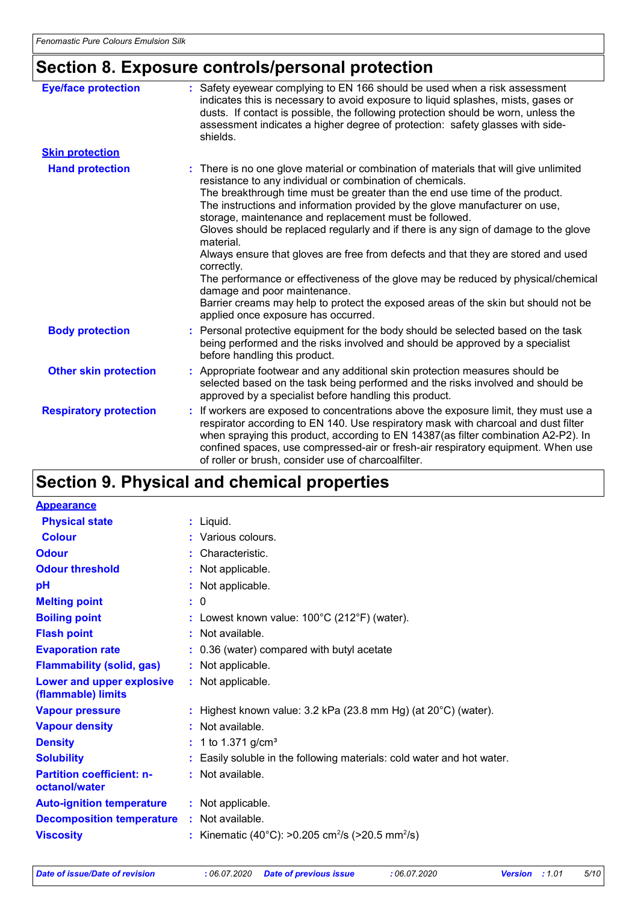## Section 8. Exposure controls/personal protection

| | |
|---|---|
| **Eye/face protection** | : Safety eyewear complying to EN 166 should be used when a risk assessment indicates this is necessary to avoid exposure to liquid splashes, mists, gases or dusts. If contact is possible, the following protection should be worn, unless the assessment indicates a higher degree of protection: safety glasses with side-shields. |
| **Skin protection** | |
| **Hand protection** | : There is no one glove material or combination of materials that will give unlimited resistance to any individual or combination of chemicals. The breakthrough time must be greater than the end use time of the product. The instructions and information provided by the glove manufacturer on use, storage, maintenance and replacement must be followed. Gloves should be replaced regularly and if there is any sign of damage to the glove material. Always ensure that gloves are free from defects and that they are stored and used correctly. The performance or effectiveness of the glove may be reduced by physical/chemical damage and poor maintenance. Barrier creams may help to protect the exposed areas of the skin but should not be applied once exposure has occurred. |
| **Body protection** | : Personal protective equipment for the body should be selected based on the task being performed and the risks involved and should be approved by a specialist before handling this product. |
| **Other skin protection** | : Appropriate footwear and any additional skin protection measures should be selected based on the task being performed and the risks involved and should be approved by a specialist before handling this product. |
| **Respiratory protection** | : If workers are exposed to concentrations above the exposure limit, they must use a respirator according to EN 140. Use respiratory mask with charcoal and dust filter when spraying this product, according to EN 14387(as filter combination A2-P2). In confined spaces, use compressed-air or fresh-air respiratory equipment. When use of roller or brush, consider use of charcoalfilter. |

## Section 9. Physical and chemical properties

| | |
|---|---|
| **Appearance** | |
| **Physical state** | : Liquid. |
| **Colour** | : Various colours. |
| **Odour** | : Characteristic. |
| **Odour threshold** | : Not applicable. |
| **pH** | : Not applicable. |
| **Melting point** | : 0 |
| **Boiling point** | : Lowest known value: 100°C (212°F) (water). |
| **Flash point** | : Not available. |
| **Evaporation rate** | : 0.36 (water) compared with butyl acetate |
| **Flammability (solid, gas)** | : Not applicable. |
| **Lower and upper explosive (flammable) limits** | : Not applicable. |
| **Vapour pressure** | : Highest known value: 3.2 kPa (23.8 mm Hg) (at 20°C) (water). |
| **Vapour density** | : Not available. |
| **Density** | : 1 to 1.371 g/cm³ |
| **Solubility** | : Easily soluble in the following materials: cold water and hot water. |
| **Partition coefficient: n-octanol/water** | : Not available. |
| **Auto-ignition temperature** | : Not applicable. |
| **Decomposition temperature** | : Not available. |
| **Viscosity** | : Kinematic (40°C): >0.205 $cm^2/s$ (>20.5 $mm^2/s$) |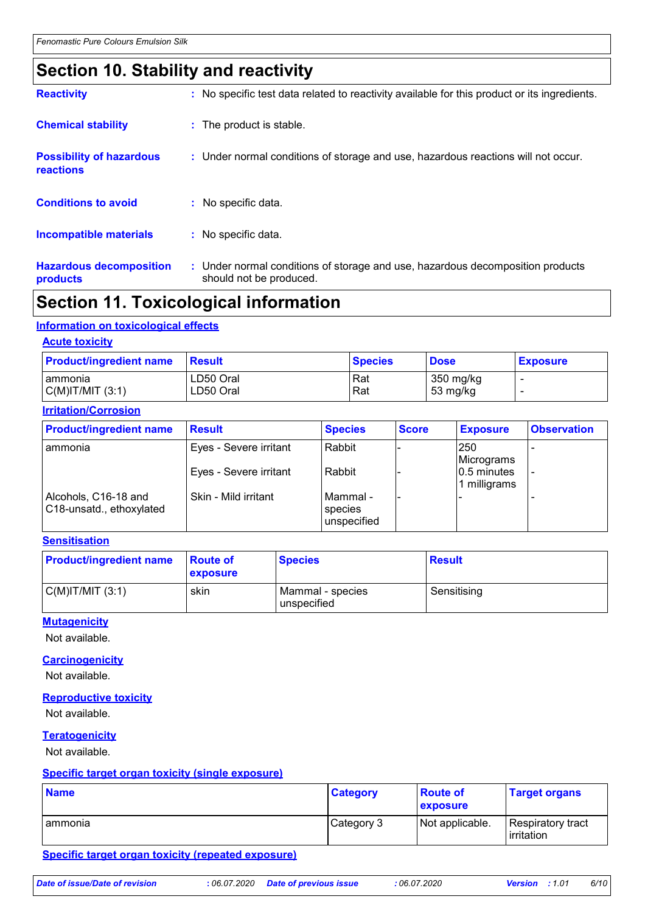## Section 10. Stability and reactivity

**Reactivity** : No specific test data related to reactivity available for this product or its ingredients.

**Chemical stability** : The product is stable.

**Possibility of hazardous reactions** : Under normal conditions of storage and use, hazardous reactions will not occur.

**Conditions to avoid** : No specific data.

**Incompatible materials** : No specific data.

**Hazardous decomposition products** : Under normal conditions of storage and use, hazardous decomposition products should not be produced.

## Section 11. Toxicological information

### Information on toxicological effects

#### Acute toxicity

| Product/ingredient name | Result | Species | Dose | Exposure |
|---|---|---|---|---|
| ammonia | LD50 Oral | Rat | 350 mg/kg | - |
| C(M)IT/MIT (3:1) | LD50 Oral | Rat | 53 mg/kg | - |

#### Irritation/Corrosion

| Product/ingredient name | Result | Species | Score | Exposure | Observation |
|---|---|---|---|---|---|
| ammonia | Eyes - Severe irritant | Rabbit | - | 250 Micrograms | - |
| | Eyes - Severe irritant | Rabbit | - | 0.5 minutes 1 milligrams | - |
| Alcohols, C16-18 and C18-unsatd., ethoxylated | Skin - Mild irritant | Mammal - species unspecified | - | - | - |

#### Sensitisation

| Product/ingredient name | Route of exposure | Species | Result |
|---|---|---|---|
| C(M)IT/MIT (3:1) | skin | Mammal - species unspecified | Sensitising |

#### Mutagenicity

Not available.

#### Carcinogenicity

Not available.

#### Reproductive toxicity

Not available.

#### Teratogenicity

Not available.

#### Specific target organ toxicity (single exposure)

| Name | Category | Route of exposure | Target organs |
|---|---|---|---|
| ammonia | Category 3 | Not applicable. | Respiratory tract irritation |

#### Specific target organ toxicity (repeated exposure)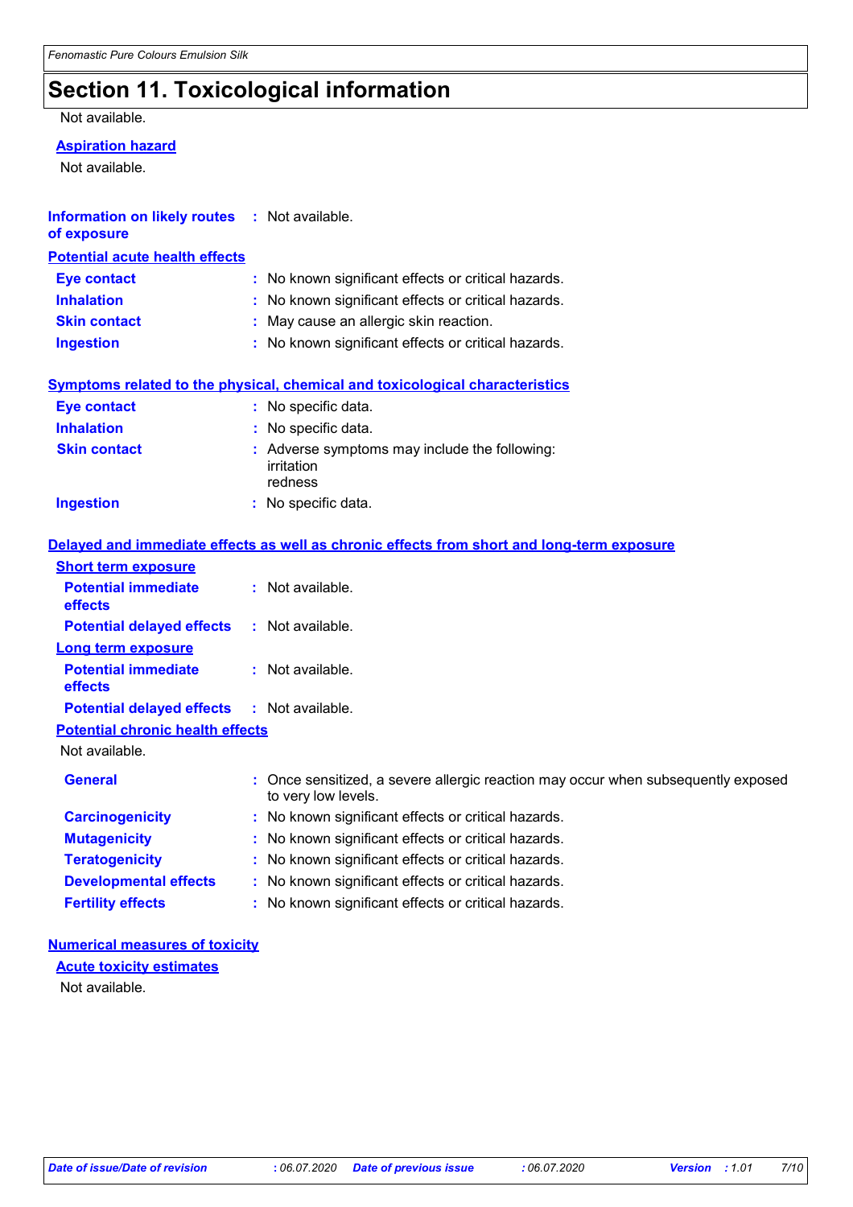# Section 11. Toxicological information

Not available.

**Aspiration hazard**

Not available.

**Information on likely routes of exposure** : Not available.

**Potential acute health effects**

| | |
|---|---|
| **Eye contact** | : No known significant effects or critical hazards. |
| **Inhalation** | : No known significant effects or critical hazards. |
| **Skin contact** | : May cause an allergic skin reaction. |
| **Ingestion** | : No known significant effects or critical hazards. |

**Symptoms related to the physical, chemical and toxicological characteristics**

| | |
|---|---|
| **Eye contact** | : No specific data. |
| **Inhalation** | : No specific data. |
| **Skin contact** | : Adverse symptoms may include the following: irritation redness |
| **Ingestion** | : No specific data. |

**Delayed and immediate effects as well as chronic effects from short and long-term exposure**

**Short term exposure**

| | |
|---|---|
| **Potential immediate effects** | : Not available. |
| **Potential delayed effects** | : Not available. |

**Long term exposure**

| | |
|---|---|
| **Potential immediate effects** | : Not available. |
| **Potential delayed effects** | : Not available. |

**Potential chronic health effects**

Not available.

| | |
|---|---|
| **General** | : Once sensitized, a severe allergic reaction may occur when subsequently exposed to very low levels. |
| **Carcinogenicity** | : No known significant effects or critical hazards. |
| **Mutagenicity** | : No known significant effects or critical hazards. |
| **Teratogenicity** | : No known significant effects or critical hazards. |
| **Developmental effects** | : No known significant effects or critical hazards. |
| **Fertility effects** | : No known significant effects or critical hazards. |

**Numerical measures of toxicity**

**Acute toxicity estimates**

Not available.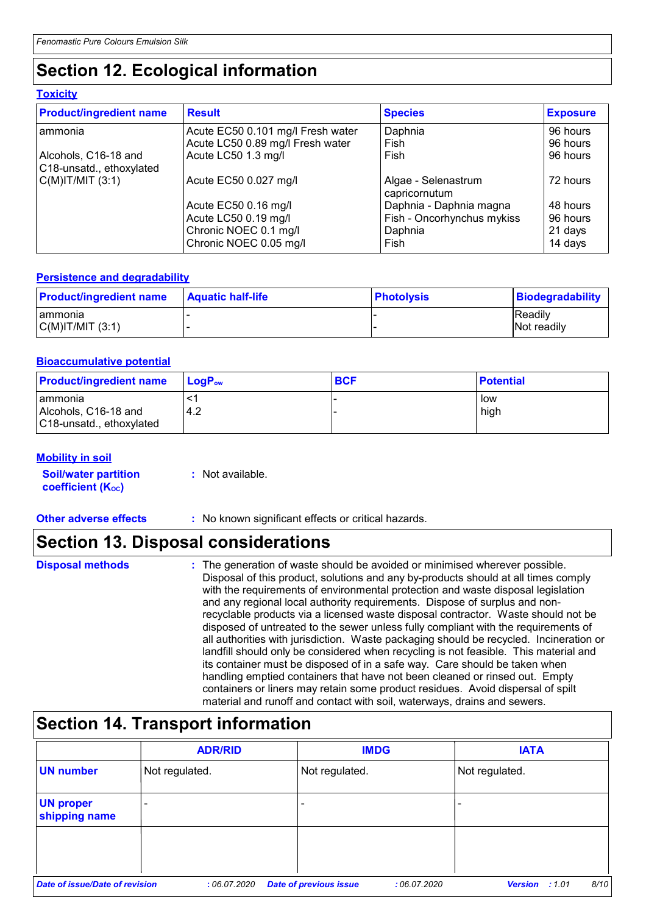# Section 12. Ecological information

### Toxicity

| Product/ingredient name | Result | Species | Exposure |
|---|---|---|---|
| ammonia | Acute EC50 0.101 mg/l Fresh water | Daphnia | 96 hours |
| | Acute LC50 0.89 mg/l Fresh water | Fish | 96 hours |
| Alcohols, C16-18 and C18-unsatd., ethoxylated | Acute LC50 1.3 mg/l | Fish | 96 hours |
| C(M)IT/MIT (3:1) | Acute EC50 0.027 mg/l | Algae - Selenastrum capricornutum | 72 hours |
| | Acute EC50 0.16 mg/l | Daphnia - Daphnia magna | 48 hours |
| | Acute LC50 0.19 mg/l | Fish - Oncorhynchus mykiss | 96 hours |
| | Chronic NOEC 0.1 mg/l | Daphnia | 21 days |
| | Chronic NOEC 0.05 mg/l | Fish | 14 days |

### Persistence and degradability

| Product/ingredient name | Aquatic half-life | Photolysis | Biodegradability |
|---|---|---|---|
| ammonia | - | - | Readily |
| C(M)IT/MIT (3:1) | - | - | Not readily |

### Bioaccumulative potential

| Product/ingredient name | $LogP_{ow}$ | BCF | Potential |
|---|---|---|---|
| ammonia | <1 | - | low |
| Alcohols, C16-18 and C18-unsatd., ethoxylated | 4.2 | - | high |

### Mobility in soil

**Soil/water partition coefficient ($K_{OC}$)** : Not available.

**Other adverse effects** : No known significant effects or critical hazards.

# Section 13. Disposal considerations

**Disposal methods** : The generation of waste should be avoided or minimised wherever possible. Disposal of this product, solutions and any by-products should at all times comply with the requirements of environmental protection and waste disposal legislation and any regional local authority requirements. Dispose of surplus and non-recyclable products via a licensed waste disposal contractor. Waste should not be disposed of untreated to the sewer unless fully compliant with the requirements of all authorities with jurisdiction. Waste packaging should be recycled. Incineration or landfill should only be considered when recycling is not feasible. This material and its container must be disposed of in a safe way. Care should be taken when handling emptied containers that have not been cleaned or rinsed out. Empty containers or liners may retain some product residues. Avoid dispersal of spilt material and runoff and contact with soil, waterways, drains and sewers.

# Section 14. Transport information

| | ADR/RID | IMDG | IATA |
|---|---|---|---|
| **UN number** | Not regulated. | Not regulated. | Not regulated. |
| **UN proper shipping name** | - | - | - |
| | | | |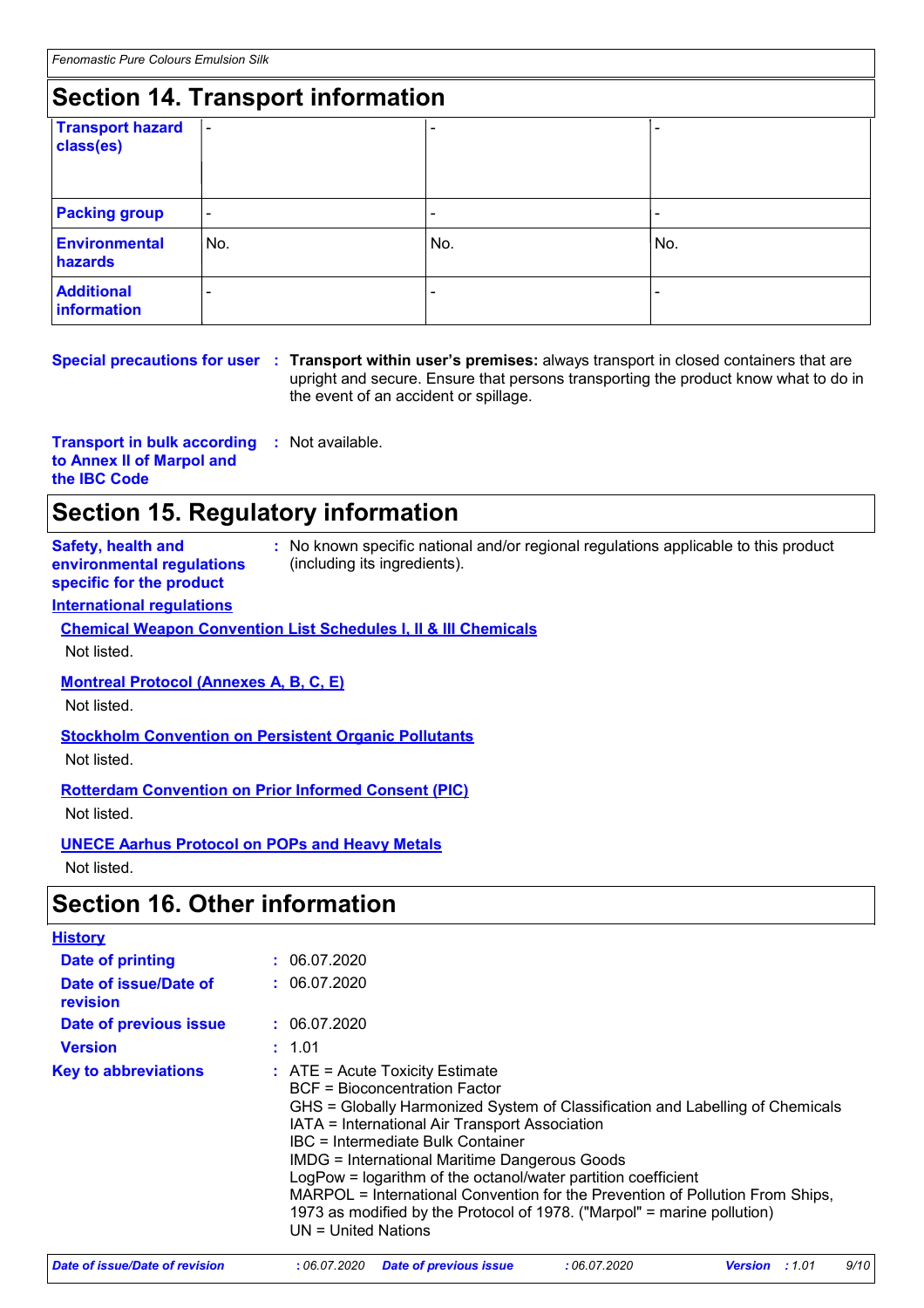## Section 14. Transport information

| | | | |
|---|---|---|---|
| **Transport hazard class(es)** | - | - | - |
| **Packing group** | - | - | - |
| **Environmental hazards** | No. | No. | No. |
| **Additional information** | - | - | - |

**Special precautions for user** : **Transport within user's premises:** always transport in closed containers that are upright and secure. Ensure that persons transporting the product know what to do in the event of an accident or spillage.

**Transport in bulk according to Annex II of Marpol and the IBC Code** : Not available.

## Section 15. Regulatory information

**Safety, health and environmental regulations specific for the product** : No known specific national and/or regional regulations applicable to this product (including its ingredients).

**International regulations**

**Chemical Weapon Convention List Schedules I, II & III Chemicals**

Not listed.

**Montreal Protocol (Annexes A, B, C, E)**

Not listed.

**Stockholm Convention on Persistent Organic Pollutants**

Not listed.

**Rotterdam Convention on Prior Informed Consent (PIC)**

Not listed.

**UNECE Aarhus Protocol on POPs and Heavy Metals**

Not listed.

## Section 16. Other information

**History**

**Date of printing** : 06.07.2020

**Date of issue/Date of revision** : 06.07.2020

**Date of previous issue** : 06.07.2020

**Version** : 1.01

**Key to abbreviations** : ATE = Acute Toxicity Estimate
BCF = Bioconcentration Factor
GHS = Globally Harmonized System of Classification and Labelling of Chemicals
IATA = International Air Transport Association
IBC = Intermediate Bulk Container
IMDG = International Maritime Dangerous Goods
LogPow = logarithm of the octanol/water partition coefficient
MARPOL = International Convention for the Prevention of Pollution From Ships, 1973 as modified by the Protocol of 1978. ("Marpol" = marine pollution)
UN = United Nations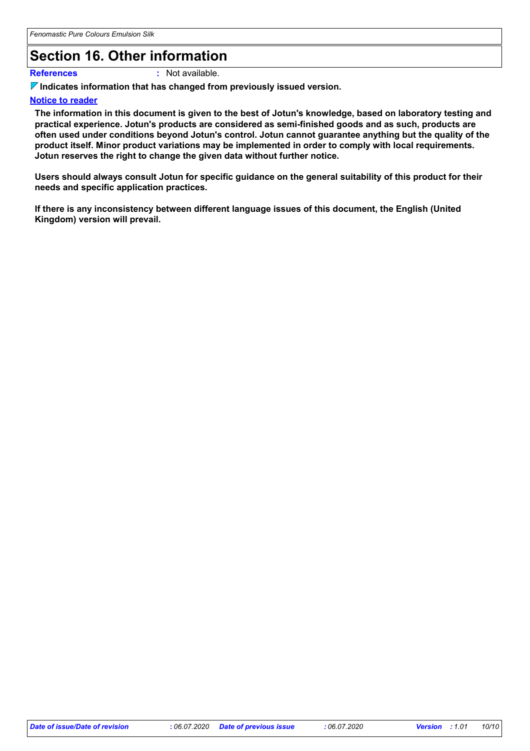## Section 16. Other information

**References** : Not available.

**Indicates information that has changed from previously issued version.**

**Notice to reader**

**The information in this document is given to the best of Jotun's knowledge, based on laboratory testing and practical experience. Jotun's products are considered as semi-finished goods and as such, products are often used under conditions beyond Jotun's control. Jotun cannot guarantee anything but the quality of the product itself. Minor product variations may be implemented in order to comply with local requirements. Jotun reserves the right to change the given data without further notice.**

**Users should always consult Jotun for specific guidance on the general suitability of this product for their needs and specific application practices.**

**If there is any inconsistency between different language issues of this document, the English (United Kingdom) version will prevail.**